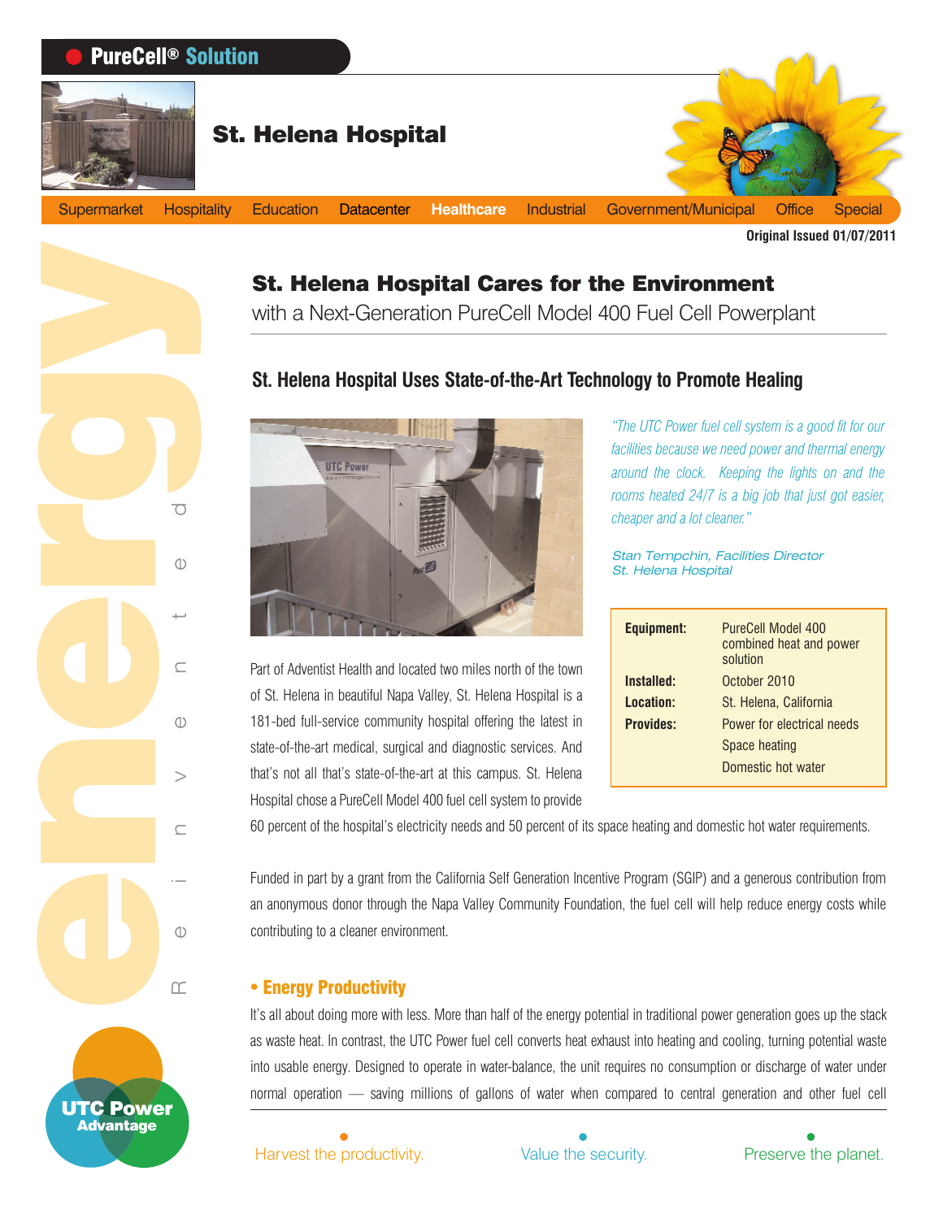**PureCell® Solution**

# St. Helena Hospital

Supermarket | Hospitality | Education | Datacenter | **Healthcare** | Industrial | Government/Municipal | Office | Special

**Original Issued 01/07/2011**

## St. Helena Hospital Cares for the Environment

with a Next-Generation PureCell Model 400 Fuel Cell Powerplant

### St. Helena Hospital Uses State-of-the-Art Technology to Promote Healing

*"The UTC Power fuel cell system is a good fit for our facilities because we need power and thermal energy around the clock. Keeping the lights on and the rooms heated 24/7 is a big job that just got easier, cheaper and a lot cleaner."*

*Stan Tempchin, Facilities Director*
*St. Helena Hospital*

| | |
|---|---|
| **Equipment:** | PureCell Model 400 combined heat and power solution |
| **Installed:** | October 2010 |
| **Location:** | St. Helena, California |
| **Provides:** | Power for electrical needs<br>Space heating<br>Domestic hot water |

Part of Adventist Health and located two miles north of the town of St. Helena in beautiful Napa Valley, St. Helena Hospital is a 181-bed full-service community hospital offering the latest in state-of-the-art medical, surgical and diagnostic services. And that's not all that's state-of-the-art at this campus. St. Helena Hospital chose a PureCell Model 400 fuel cell system to provide 60 percent of the hospital's electricity needs and 50 percent of its space heating and domestic hot water requirements.

Funded in part by a grant from the California Self Generation Incentive Program (SGIP) and a generous contribution from an anonymous donor through the Napa Valley Community Foundation, the fuel cell will help reduce energy costs while contributing to a cleaner environment.

### • Energy Productivity

It's all about doing more with less. More than half of the energy potential in traditional power generation goes up the stack as waste heat. In contrast, the UTC Power fuel cell converts heat exhaust into heating and cooling, turning potential waste into usable energy. Designed to operate in water-balance, the unit requires no consumption or discharge of water under normal operation — saving millions of gallons of water when compared to central generation and other fuel cell

Harvest the productivity. Value the security. Preserve the planet.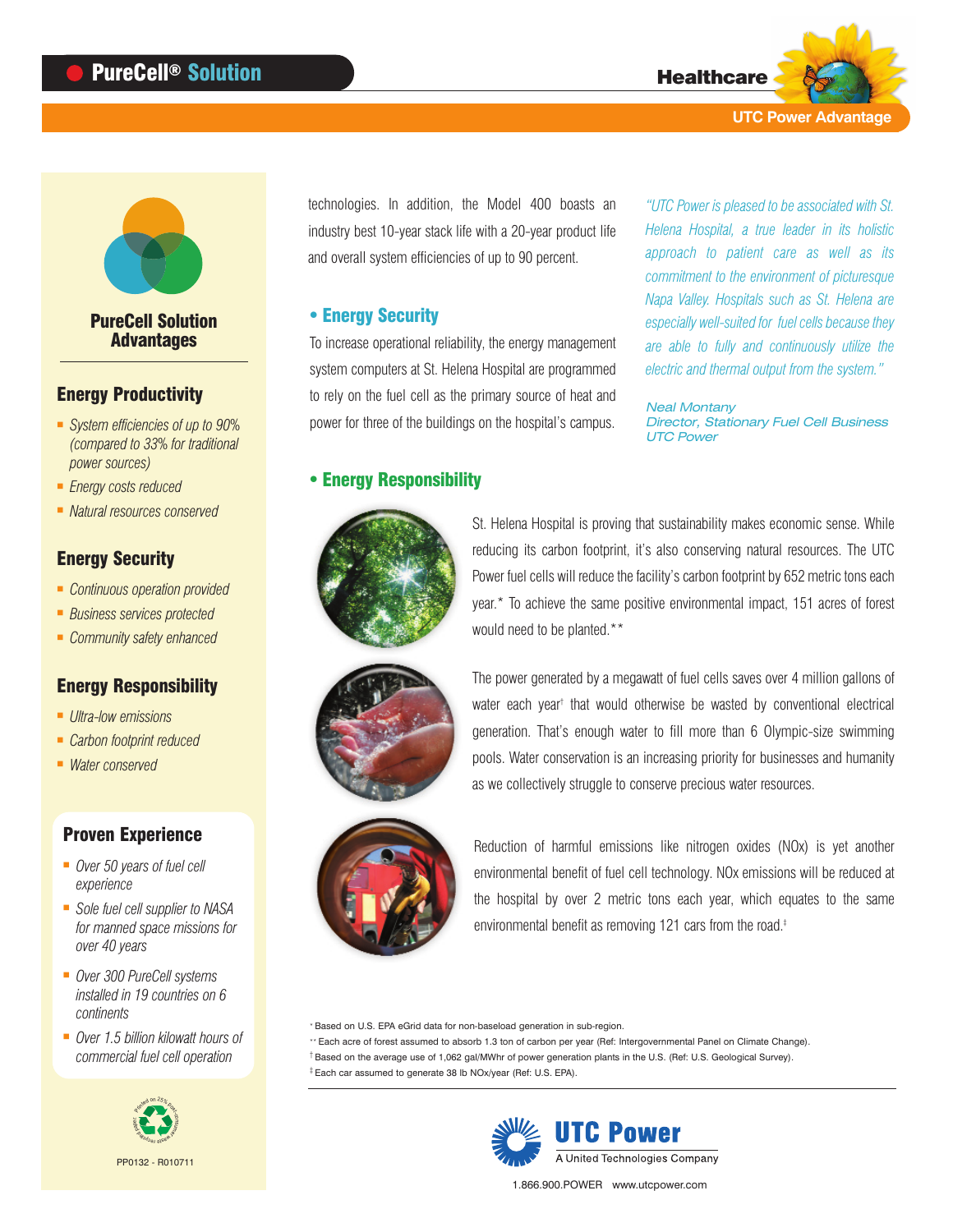# PureCell® Solution

## Healthcare

UTC Power Advantage

technologies. In addition, the Model 400 boasts an industry best 10-year stack life with a 20-year product life and overall system efficiencies of up to 90 percent.

### • Energy Security

To increase operational reliability, the energy management system computers at St. Helena Hospital are programmed to rely on the fuel cell as the primary source of heat and power for three of the buildings on the hospital's campus.

*"UTC Power is pleased to be associated with St. Helena Hospital, a true leader in its holistic approach to patient care as well as its commitment to the environment of picturesque Napa Valley. Hospitals such as St. Helena are especially well-suited for fuel cells because they are able to fully and continuously utilize the electric and thermal output from the system."*

Neal Montany
Director, Stationary Fuel Cell Business
UTC Power

### • Energy Responsibility

St. Helena Hospital is proving that sustainability makes economic sense. While reducing its carbon footprint, it's also conserving natural resources. The UTC Power fuel cells will reduce the facility's carbon footprint by 652 metric tons each year.* To achieve the same positive environmental impact, 151 acres of forest would need to be planted.**

The power generated by a megawatt of fuel cells saves over 4 million gallons of water each year† that would otherwise be wasted by conventional electrical generation. That's enough water to fill more than 6 Olympic-size swimming pools. Water conservation is an increasing priority for businesses and humanity as we collectively struggle to conserve precious water resources.

Reduction of harmful emissions like nitrogen oxides (NOx) is yet another environmental benefit of fuel cell technology. NOx emissions will be reduced at the hospital by over 2 metric tons each year, which equates to the same environmental benefit as removing 121 cars from the road.‡

\* Based on U.S. EPA eGrid data for non-baseload generation in sub-region.
\** Each acre of forest assumed to absorb 1.3 ton of carbon per year (Ref: Intergovernmental Panel on Climate Change).
† Based on the average use of 1,062 gal/MWhr of power generation plants in the U.S. (Ref: U.S. Geological Survey).
‡ Each car assumed to generate 38 lb NOx/year (Ref: U.S. EPA).

## PureCell Solution Advantages

### Energy Productivity

- *System efficiencies of up to 90% (compared to 33% for traditional power sources)*
- *Energy costs reduced*
- *Natural resources conserved*

### Energy Security

- *Continuous operation provided*
- *Business services protected*
- *Community safety enhanced*

### Energy Responsibility

- *Ultra-low emissions*
- *Carbon footprint reduced*
- *Water conserved*

### Proven Experience

- *Over 50 years of fuel cell experience*
- *Sole fuel cell supplier to NASA for manned space missions for over 40 years*
- *Over 300 PureCell systems installed in 19 countries on 6 continents*
- *Over 1.5 billion kilowatt hours of commercial fuel cell operation*

Printed on 25% post-consumer waste recycled paper

PP0132 - R010711

UTC Power
A United Technologies Company

1.866.900.POWER www.utcpower.com